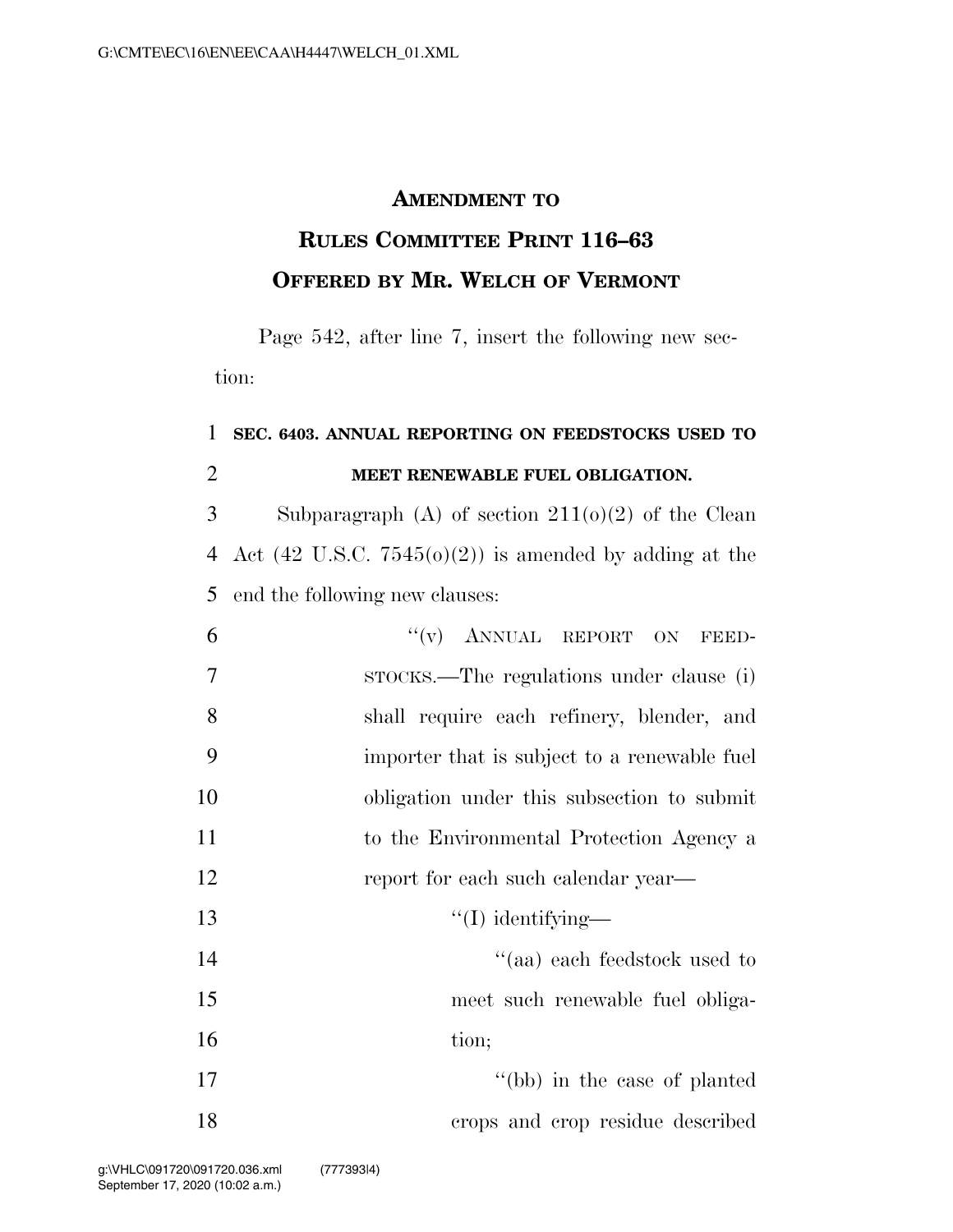# AMENDMENT TO RULES COMMITTEE PRINT 116–63 OFFERED BY MR. WELCH OF VERMONT

Page 542, after line 7, insert the following new section:

**SEC. 6403. ANNUAL REPORTING ON FEEDSTOCKS USED TO MEET RENEWABLE FUEL OBLIGATION.**

Subparagraph (A) of section 211(o)(2) of the Clean Act (42 U.S.C. 7545(o)(2)) is amended by adding at the end the following new clauses:

"(v) ANNUAL REPORT ON FEEDSTOCKS.—The regulations under clause (i) shall require each refinery, blender, and importer that is subject to a renewable fuel obligation under this subsection to submit to the Environmental Protection Agency a report for each such calendar year—

"(I) identifying—

"(aa) each feedstock used to meet such renewable fuel obligation;

"(bb) in the case of planted crops and crop residue described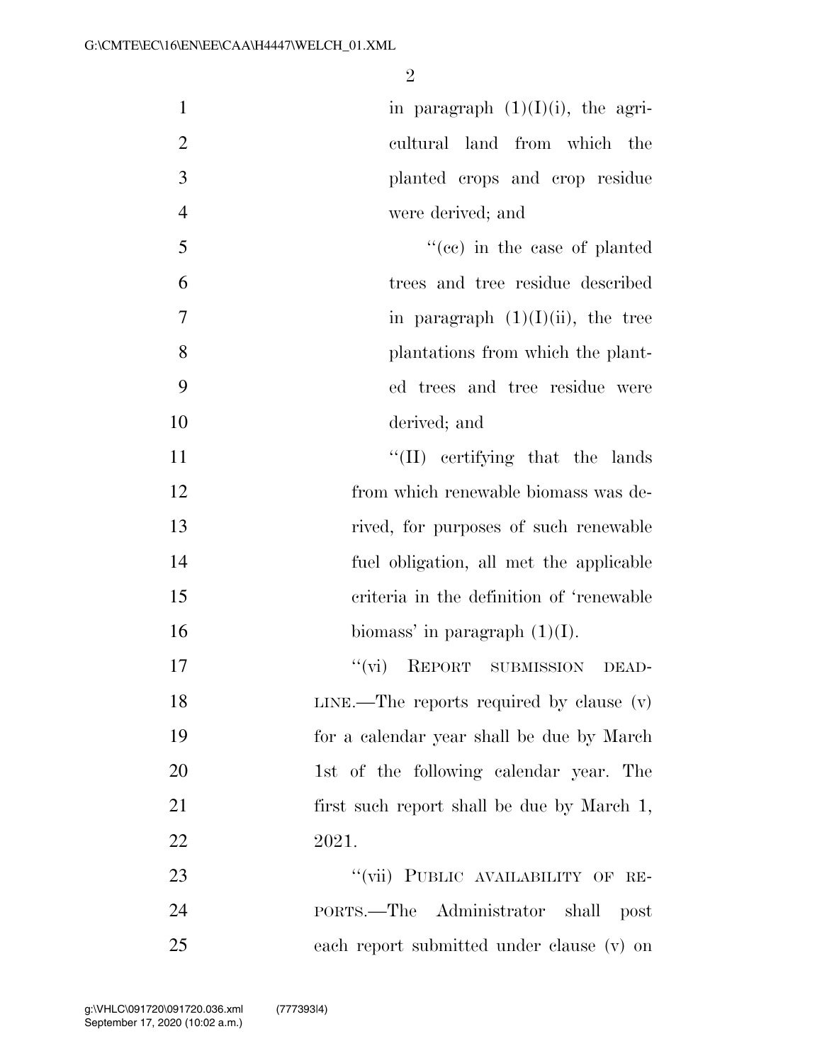in paragraph (1)(I)(i), the agricultural land from which the planted crops and crop residue were derived; and

"(cc) in the case of planted trees and tree residue described in paragraph (1)(I)(ii), the tree plantations from which the planted trees and tree residue were derived; and

"(II) certifying that the lands from which renewable biomass was derived, for purposes of such renewable fuel obligation, all met the applicable criteria in the definition of 'renewable biomass' in paragraph (1)(I).

"(vi) REPORT SUBMISSION DEADLINE.—The reports required by clause (v) for a calendar year shall be due by March 1st of the following calendar year. The first such report shall be due by March 1, 2021.

"(vii) PUBLIC AVAILABILITY OF REPORTS.—The Administrator shall post each report submitted under clause (v) on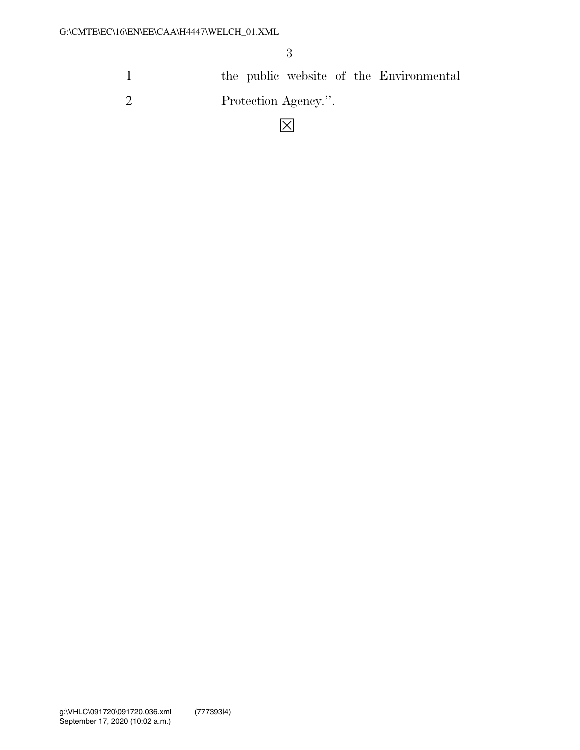the public website of the Environmental Protection Agency.''.